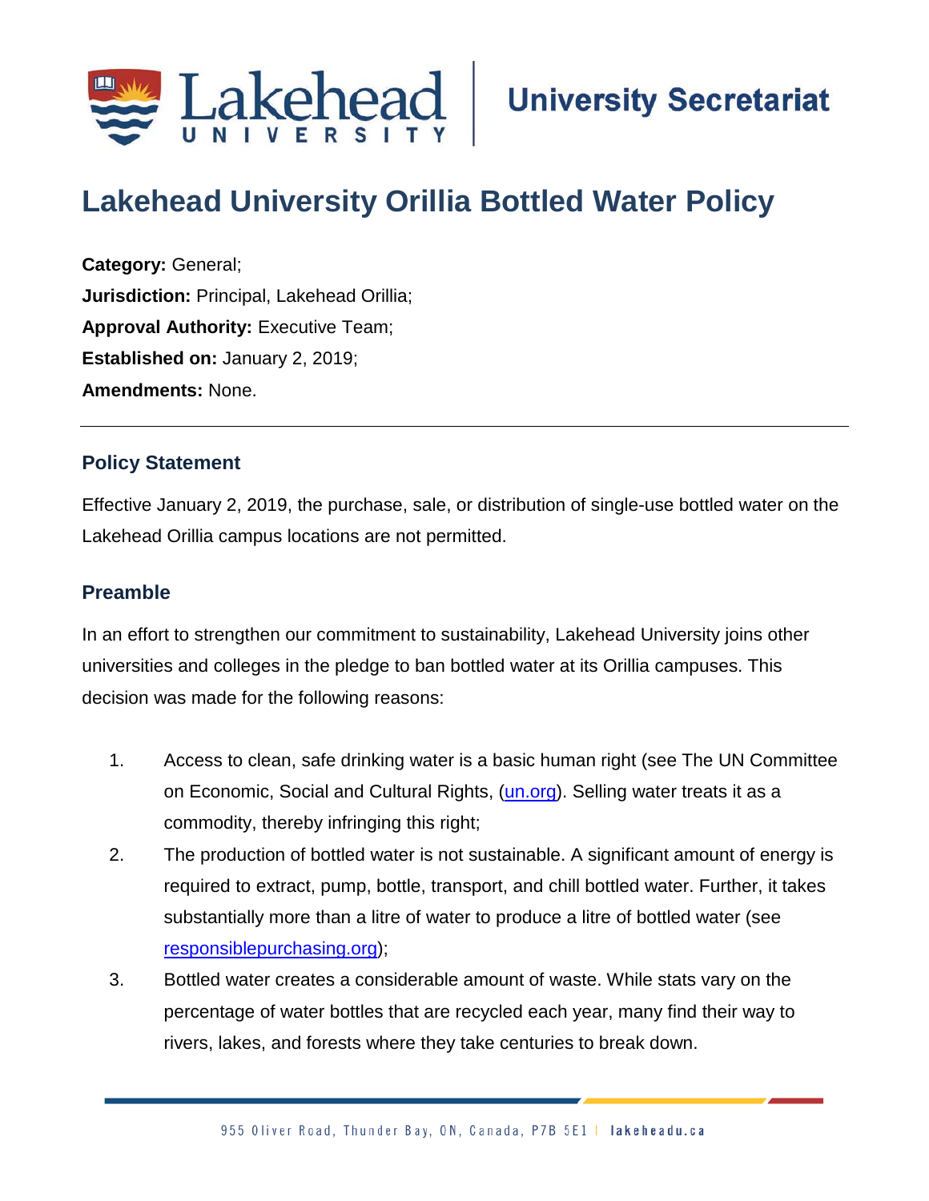# Lakehead University Orillia Bottled Water Policy

**Category:** General;
**Jurisdiction:** Principal, Lakehead Orillia;
**Approval Authority:** Executive Team;
**Established on:** January 2, 2019;
**Amendments:** None.

---

## Policy Statement

Effective January 2, 2019, the purchase, sale, or distribution of single-use bottled water on the Lakehead Orillia campus locations are not permitted.

## Preamble

In an effort to strengthen our commitment to sustainability, Lakehead University joins other universities and colleges in the pledge to ban bottled water at its Orillia campuses. This decision was made for the following reasons:

1. Access to clean, safe drinking water is a basic human right (see The UN Committee on Economic, Social and Cultural Rights, (un.org). Selling water treats it as a commodity, thereby infringing this right;
2. The production of bottled water is not sustainable. A significant amount of energy is required to extract, pump, bottle, transport, and chill bottled water. Further, it takes substantially more than a litre of water to produce a litre of bottled water (see responsiblepurchasing.org);
3. Bottled water creates a considerable amount of waste. While stats vary on the percentage of water bottles that are recycled each year, many find their way to rivers, lakes, and forests where they take centuries to break down.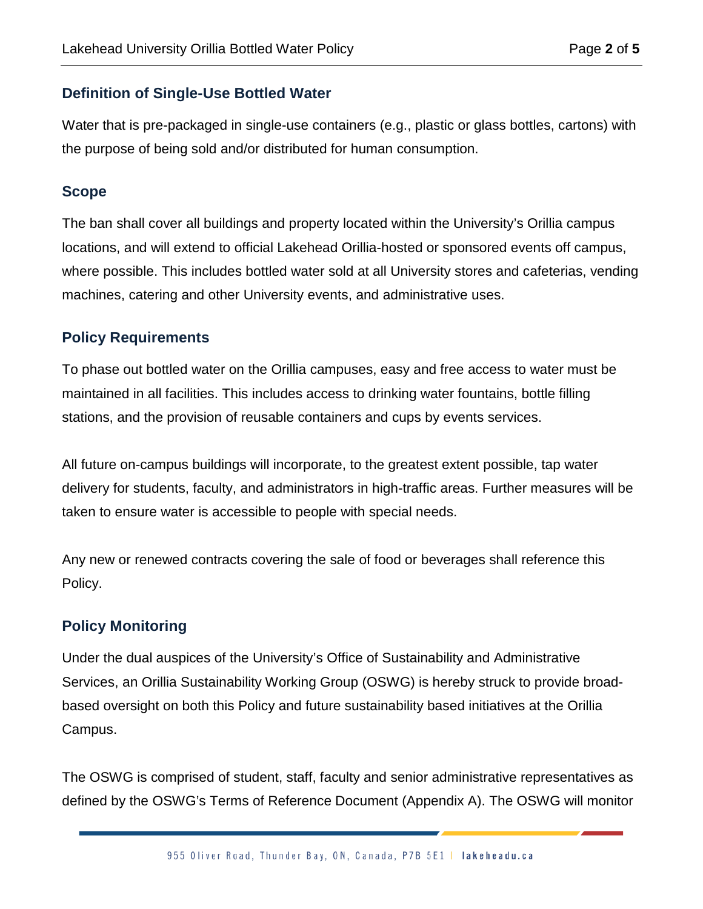## Definition of Single-Use Bottled Water

Water that is pre-packaged in single-use containers (e.g., plastic or glass bottles, cartons) with the purpose of being sold and/or distributed for human consumption.

## Scope

The ban shall cover all buildings and property located within the University's Orillia campus locations, and will extend to official Lakehead Orillia-hosted or sponsored events off campus, where possible. This includes bottled water sold at all University stores and cafeterias, vending machines, catering and other University events, and administrative uses.

## Policy Requirements

To phase out bottled water on the Orillia campuses, easy and free access to water must be maintained in all facilities. This includes access to drinking water fountains, bottle filling stations, and the provision of reusable containers and cups by events services.

All future on-campus buildings will incorporate, to the greatest extent possible, tap water delivery for students, faculty, and administrators in high-traffic areas. Further measures will be taken to ensure water is accessible to people with special needs.

Any new or renewed contracts covering the sale of food or beverages shall reference this Policy.

## Policy Monitoring

Under the dual auspices of the University's Office of Sustainability and Administrative Services, an Orillia Sustainability Working Group (OSWG) is hereby struck to provide broad-based oversight on both this Policy and future sustainability based initiatives at the Orillia Campus.

The OSWG is comprised of student, staff, faculty and senior administrative representatives as defined by the OSWG's Terms of Reference Document (Appendix A). The OSWG will monitor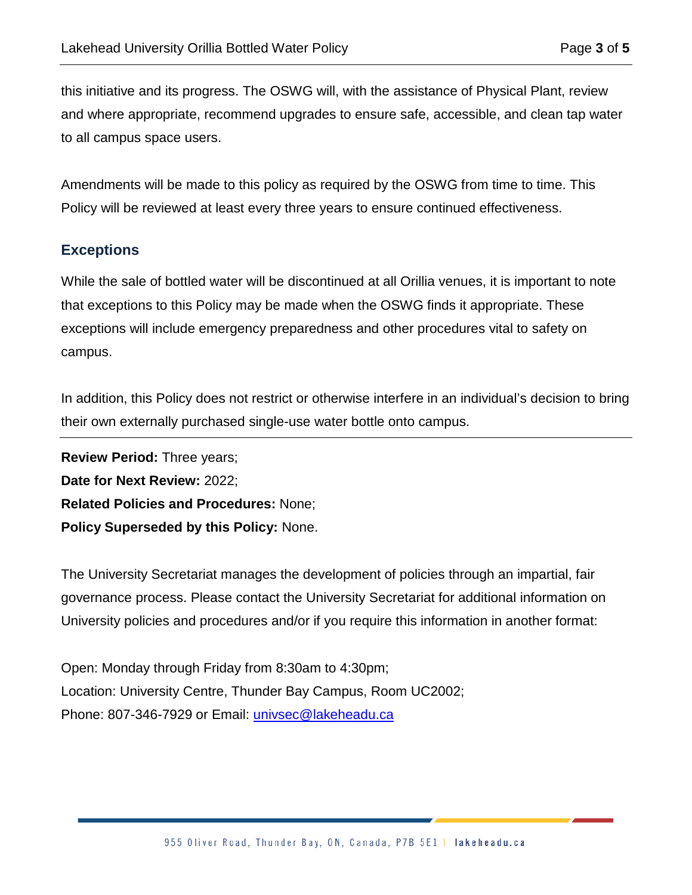this initiative and its progress. The OSWG will, with the assistance of Physical Plant, review and where appropriate, recommend upgrades to ensure safe, accessible, and clean tap water to all campus space users.

Amendments will be made to this policy as required by the OSWG from time to time. This Policy will be reviewed at least every three years to ensure continued effectiveness.

## Exceptions

While the sale of bottled water will be discontinued at all Orillia venues, it is important to note that exceptions to this Policy may be made when the OSWG finds it appropriate. These exceptions will include emergency preparedness and other procedures vital to safety on campus.

In addition, this Policy does not restrict or otherwise interfere in an individual's decision to bring their own externally purchased single-use water bottle onto campus.

---

**Review Period:** Three years;
**Date for Next Review:** 2022;
**Related Policies and Procedures:** None;
**Policy Superseded by this Policy:** None.

The University Secretariat manages the development of policies through an impartial, fair governance process. Please contact the University Secretariat for additional information on University policies and procedures and/or if you require this information in another format:

Open: Monday through Friday from 8:30am to 4:30pm;
Location: University Centre, Thunder Bay Campus, Room UC2002;
Phone: 807-346-7929 or Email: univsec@lakeheadu.ca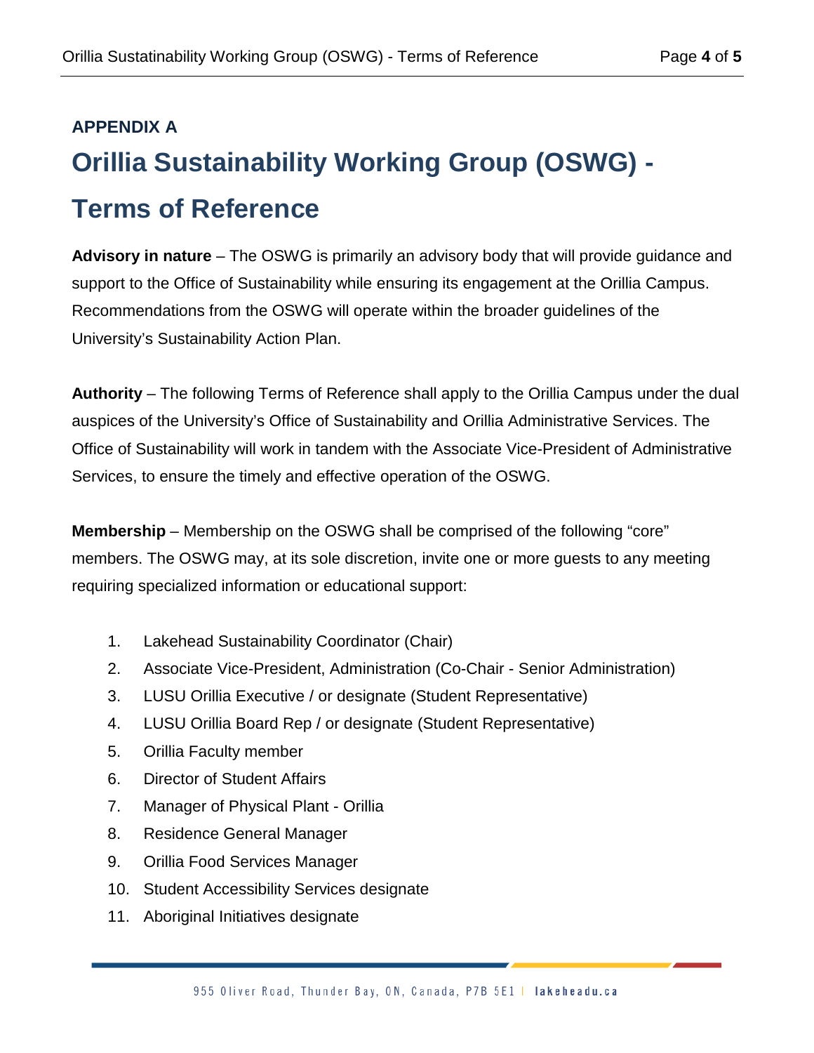**APPENDIX A**

# Orillia Sustainability Working Group (OSWG) - Terms of Reference

**Advisory in nature** – The OSWG is primarily an advisory body that will provide guidance and support to the Office of Sustainability while ensuring its engagement at the Orillia Campus. Recommendations from the OSWG will operate within the broader guidelines of the University's Sustainability Action Plan.

**Authority** – The following Terms of Reference shall apply to the Orillia Campus under the dual auspices of the University's Office of Sustainability and Orillia Administrative Services. The Office of Sustainability will work in tandem with the Associate Vice-President of Administrative Services, to ensure the timely and effective operation of the OSWG.

**Membership** – Membership on the OSWG shall be comprised of the following "core" members. The OSWG may, at its sole discretion, invite one or more guests to any meeting requiring specialized information or educational support:

1. Lakehead Sustainability Coordinator (Chair)
2. Associate Vice-President, Administration (Co-Chair - Senior Administration)
3. LUSU Orillia Executive / or designate (Student Representative)
4. LUSU Orillia Board Rep / or designate (Student Representative)
5. Orillia Faculty member
6. Director of Student Affairs
7. Manager of Physical Plant - Orillia
8. Residence General Manager
9. Orillia Food Services Manager
10. Student Accessibility Services designate
11. Aboriginal Initiatives designate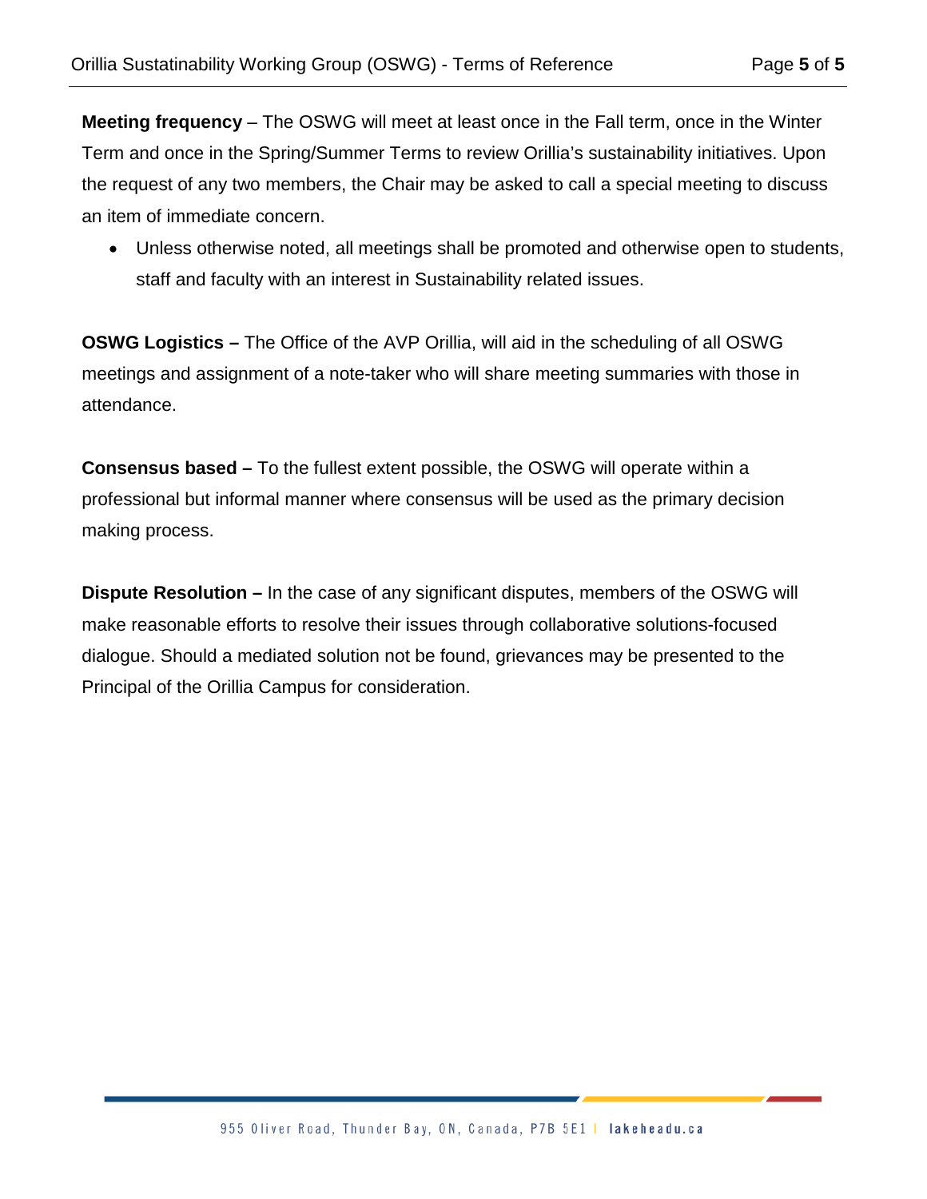**Meeting frequency** – The OSWG will meet at least once in the Fall term, once in the Winter Term and once in the Spring/Summer Terms to review Orillia's sustainability initiatives. Upon the request of any two members, the Chair may be asked to call a special meeting to discuss an item of immediate concern.

- Unless otherwise noted, all meetings shall be promoted and otherwise open to students, staff and faculty with an interest in Sustainability related issues.

**OSWG Logistics –** The Office of the AVP Orillia, will aid in the scheduling of all OSWG meetings and assignment of a note-taker who will share meeting summaries with those in attendance.

**Consensus based –** To the fullest extent possible, the OSWG will operate within a professional but informal manner where consensus will be used as the primary decision making process.

**Dispute Resolution –** In the case of any significant disputes, members of the OSWG will make reasonable efforts to resolve their issues through collaborative solutions-focused dialogue. Should a mediated solution not be found, grievances may be presented to the Principal of the Orillia Campus for consideration.